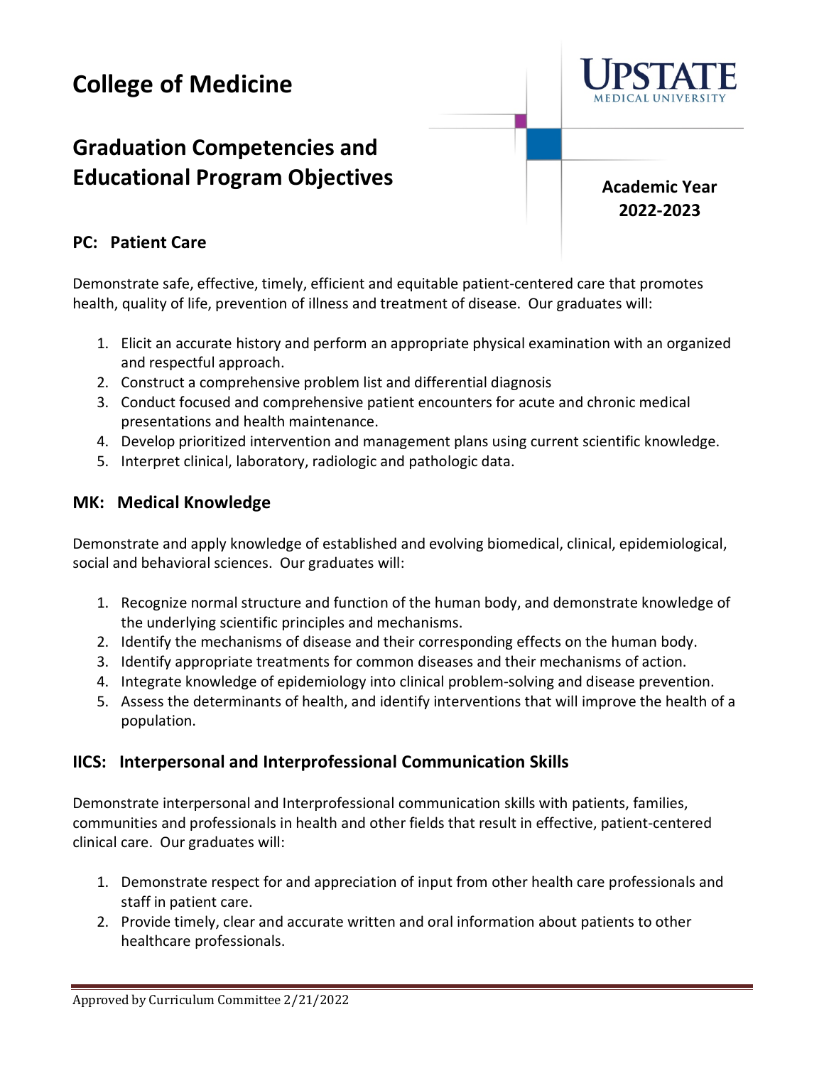# College of Medicine

## Graduation Competencies and Educational Program Objectives

**Academic Year 2022-2023**

### PC: Patient Care

Demonstrate safe, effective, timely, efficient and equitable patient-centered care that promotes health, quality of life, prevention of illness and treatment of disease. Our graduates will:

1. Elicit an accurate history and perform an appropriate physical examination with an organized and respectful approach.
2. Construct a comprehensive problem list and differential diagnosis
3. Conduct focused and comprehensive patient encounters for acute and chronic medical presentations and health maintenance.
4. Develop prioritized intervention and management plans using current scientific knowledge.
5. Interpret clinical, laboratory, radiologic and pathologic data.

### MK: Medical Knowledge

Demonstrate and apply knowledge of established and evolving biomedical, clinical, epidemiological, social and behavioral sciences. Our graduates will:

1. Recognize normal structure and function of the human body, and demonstrate knowledge of the underlying scientific principles and mechanisms.
2. Identify the mechanisms of disease and their corresponding effects on the human body.
3. Identify appropriate treatments for common diseases and their mechanisms of action.
4. Integrate knowledge of epidemiology into clinical problem-solving and disease prevention.
5. Assess the determinants of health, and identify interventions that will improve the health of a population.

### IICS: Interpersonal and Interprofessional Communication Skills

Demonstrate interpersonal and Interprofessional communication skills with patients, families, communities and professionals in health and other fields that result in effective, patient-centered clinical care. Our graduates will:

1. Demonstrate respect for and appreciation of input from other health care professionals and staff in patient care.
2. Provide timely, clear and accurate written and oral information about patients to other healthcare professionals.

Approved by Curriculum Committee 2/21/2022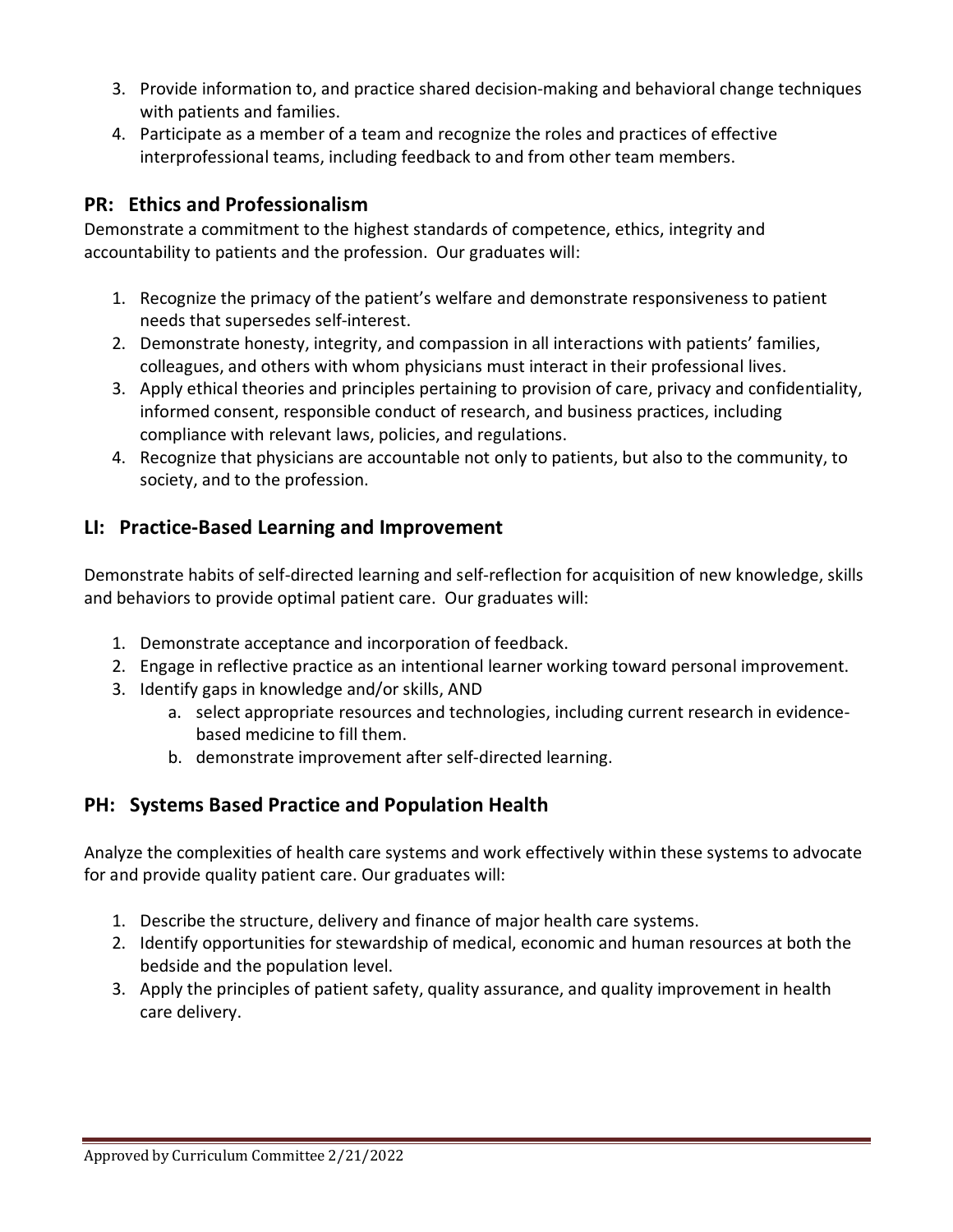3. Provide information to, and practice shared decision-making and behavioral change techniques with patients and families.
4. Participate as a member of a team and recognize the roles and practices of effective interprofessional teams, including feedback to and from other team members.

## PR: Ethics and Professionalism

Demonstrate a commitment to the highest standards of competence, ethics, integrity and accountability to patients and the profession. Our graduates will:

1. Recognize the primacy of the patient's welfare and demonstrate responsiveness to patient needs that supersedes self-interest.
2. Demonstrate honesty, integrity, and compassion in all interactions with patients' families, colleagues, and others with whom physicians must interact in their professional lives.
3. Apply ethical theories and principles pertaining to provision of care, privacy and confidentiality, informed consent, responsible conduct of research, and business practices, including compliance with relevant laws, policies, and regulations.
4. Recognize that physicians are accountable not only to patients, but also to the community, to society, and to the profession.

## LI: Practice-Based Learning and Improvement

Demonstrate habits of self-directed learning and self-reflection for acquisition of new knowledge, skills and behaviors to provide optimal patient care. Our graduates will:

1. Demonstrate acceptance and incorporation of feedback.
2. Engage in reflective practice as an intentional learner working toward personal improvement.
3. Identify gaps in knowledge and/or skills, AND
   a. select appropriate resources and technologies, including current research in evidence-based medicine to fill them.
   b. demonstrate improvement after self-directed learning.

## PH: Systems Based Practice and Population Health

Analyze the complexities of health care systems and work effectively within these systems to advocate for and provide quality patient care. Our graduates will:

1. Describe the structure, delivery and finance of major health care systems.
2. Identify opportunities for stewardship of medical, economic and human resources at both the bedside and the population level.
3. Apply the principles of patient safety, quality assurance, and quality improvement in health care delivery.